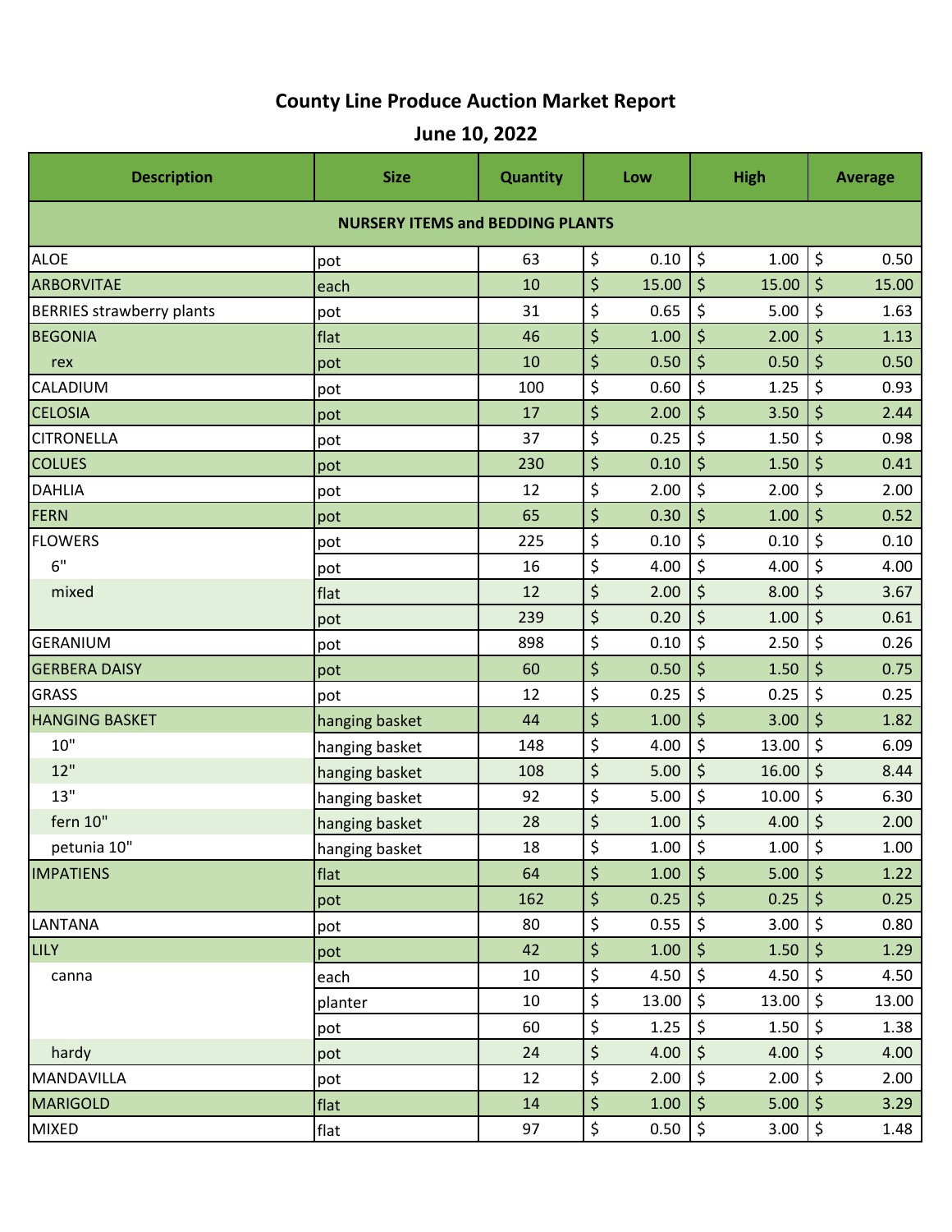# County Line Produce Auction Market Report

## June 10, 2022

| Description | Size | Quantity | Low | High | Average |
|---|---|---|---|---|---|
| **NURSERY ITEMS and BEDDING PLANTS** | | | | | |
| ALOE | pot | 63 | $ 0.10 | $ 1.00 | $ 0.50 |
| ARBORVITAE | each | 10 | $ 15.00 | $ 15.00 | $ 15.00 |
| BERRIES strawberry plants | pot | 31 | $ 0.65 | $ 5.00 | $ 1.63 |
| BEGONIA | flat | 46 | $ 1.00 | $ 2.00 | $ 1.13 |
| rex | pot | 10 | $ 0.50 | $ 0.50 | $ 0.50 |
| CALADIUM | pot | 100 | $ 0.60 | $ 1.25 | $ 0.93 |
| CELOSIA | pot | 17 | $ 2.00 | $ 3.50 | $ 2.44 |
| CITRONELLA | pot | 37 | $ 0.25 | $ 1.50 | $ 0.98 |
| COLUES | pot | 230 | $ 0.10 | $ 1.50 | $ 0.41 |
| DAHLIA | pot | 12 | $ 2.00 | $ 2.00 | $ 2.00 |
| FERN | pot | 65 | $ 0.30 | $ 1.00 | $ 0.52 |
| FLOWERS | pot | 225 | $ 0.10 | $ 0.10 | $ 0.10 |
| 6" | pot | 16 | $ 4.00 | $ 4.00 | $ 4.00 |
| mixed | flat | 12 | $ 2.00 | $ 8.00 | $ 3.67 |
| | pot | 239 | $ 0.20 | $ 1.00 | $ 0.61 |
| GERANIUM | pot | 898 | $ 0.10 | $ 2.50 | $ 0.26 |
| GERBERA DAISY | pot | 60 | $ 0.50 | $ 1.50 | $ 0.75 |
| GRASS | pot | 12 | $ 0.25 | $ 0.25 | $ 0.25 |
| HANGING BASKET | hanging basket | 44 | $ 1.00 | $ 3.00 | $ 1.82 |
| 10" | hanging basket | 148 | $ 4.00 | $ 13.00 | $ 6.09 |
| 12" | hanging basket | 108 | $ 5.00 | $ 16.00 | $ 8.44 |
| 13" | hanging basket | 92 | $ 5.00 | $ 10.00 | $ 6.30 |
| fern 10" | hanging basket | 28 | $ 1.00 | $ 4.00 | $ 2.00 |
| petunia 10" | hanging basket | 18 | $ 1.00 | $ 1.00 | $ 1.00 |
| IMPATIENS | flat | 64 | $ 1.00 | $ 5.00 | $ 1.22 |
| | pot | 162 | $ 0.25 | $ 0.25 | $ 0.25 |
| LANTANA | pot | 80 | $ 0.55 | $ 3.00 | $ 0.80 |
| LILY | pot | 42 | $ 1.00 | $ 1.50 | $ 1.29 |
| canna | each | 10 | $ 4.50 | $ 4.50 | $ 4.50 |
| | planter | 10 | $ 13.00 | $ 13.00 | $ 13.00 |
| | pot | 60 | $ 1.25 | $ 1.50 | $ 1.38 |
| hardy | pot | 24 | $ 4.00 | $ 4.00 | $ 4.00 |
| MANDAVILLA | pot | 12 | $ 2.00 | $ 2.00 | $ 2.00 |
| MARIGOLD | flat | 14 | $ 1.00 | $ 5.00 | $ 3.29 |
| MIXED | flat | 97 | $ 0.50 | $ 3.00 | $ 1.48 |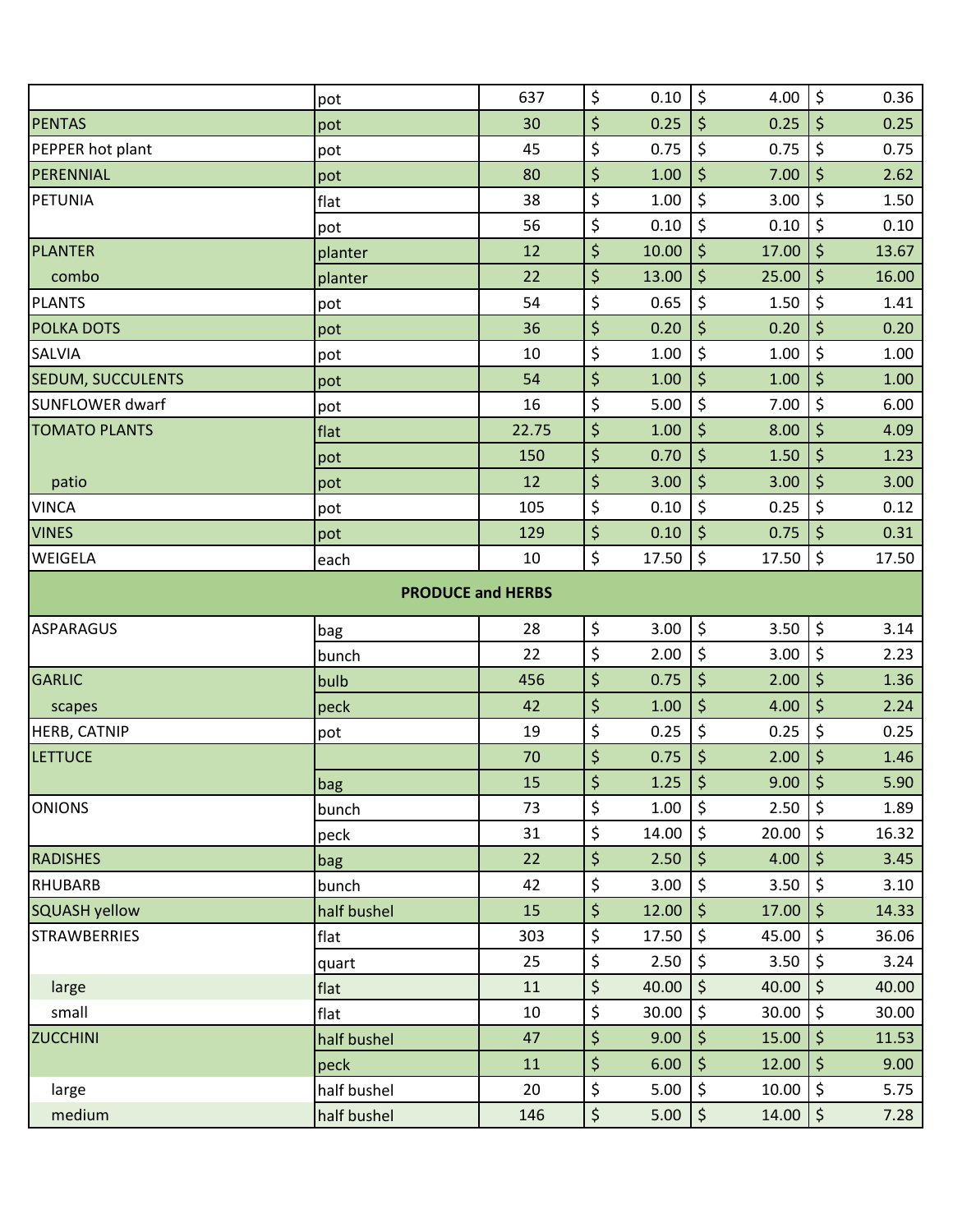| | | | | | |
|---|---|---|---|---|---|
| | pot | 637 | $ 0.10 | $ 4.00 | $ 0.36 |
| PENTAS | pot | 30 | $ 0.25 | $ 0.25 | $ 0.25 |
| PEPPER hot plant | pot | 45 | $ 0.75 | $ 0.75 | $ 0.75 |
| PERENNIAL | pot | 80 | $ 1.00 | $ 7.00 | $ 2.62 |
| PETUNIA | flat | 38 | $ 1.00 | $ 3.00 | $ 1.50 |
| | pot | 56 | $ 0.10 | $ 0.10 | $ 0.10 |
| PLANTER | planter | 12 | $ 10.00 | $ 17.00 | $ 13.67 |
| combo | planter | 22 | $ 13.00 | $ 25.00 | $ 16.00 |
| PLANTS | pot | 54 | $ 0.65 | $ 1.50 | $ 1.41 |
| POLKA DOTS | pot | 36 | $ 0.20 | $ 0.20 | $ 0.20 |
| SALVIA | pot | 10 | $ 1.00 | $ 1.00 | $ 1.00 |
| SEDUM, SUCCULENTS | pot | 54 | $ 1.00 | $ 1.00 | $ 1.00 |
| SUNFLOWER dwarf | pot | 16 | $ 5.00 | $ 7.00 | $ 6.00 |
| TOMATO PLANTS | flat | 22.75 | $ 1.00 | $ 8.00 | $ 4.09 |
| | pot | 150 | $ 0.70 | $ 1.50 | $ 1.23 |
| patio | pot | 12 | $ 3.00 | $ 3.00 | $ 3.00 |
| VINCA | pot | 105 | $ 0.10 | $ 0.25 | $ 0.12 |
| VINES | pot | 129 | $ 0.10 | $ 0.75 | $ 0.31 |
| WEIGELA | each | 10 | $ 17.50 | $ 17.50 | $ 17.50 |
| **PRODUCE and HERBS** | | | | | |
| ASPARAGUS | bag | 28 | $ 3.00 | $ 3.50 | $ 3.14 |
| | bunch | 22 | $ 2.00 | $ 3.00 | $ 2.23 |
| GARLIC | bulb | 456 | $ 0.75 | $ 2.00 | $ 1.36 |
| scapes | peck | 42 | $ 1.00 | $ 4.00 | $ 2.24 |
| HERB, CATNIP | pot | 19 | $ 0.25 | $ 0.25 | $ 0.25 |
| LETTUCE | | 70 | $ 0.75 | $ 2.00 | $ 1.46 |
| | bag | 15 | $ 1.25 | $ 9.00 | $ 5.90 |
| ONIONS | bunch | 73 | $ 1.00 | $ 2.50 | $ 1.89 |
| | peck | 31 | $ 14.00 | $ 20.00 | $ 16.32 |
| RADISHES | bag | 22 | $ 2.50 | $ 4.00 | $ 3.45 |
| RHUBARB | bunch | 42 | $ 3.00 | $ 3.50 | $ 3.10 |
| SQUASH yellow | half bushel | 15 | $ 12.00 | $ 17.00 | $ 14.33 |
| STRAWBERRIES | flat | 303 | $ 17.50 | $ 45.00 | $ 36.06 |
| | quart | 25 | $ 2.50 | $ 3.50 | $ 3.24 |
| large | flat | 11 | $ 40.00 | $ 40.00 | $ 40.00 |
| small | flat | 10 | $ 30.00 | $ 30.00 | $ 30.00 |
| ZUCCHINI | half bushel | 47 | $ 9.00 | $ 15.00 | $ 11.53 |
| | peck | 11 | $ 6.00 | $ 12.00 | $ 9.00 |
| large | half bushel | 20 | $ 5.00 | $ 10.00 | $ 5.75 |
| medium | half bushel | 146 | $ 5.00 | $ 14.00 | $ 7.28 |